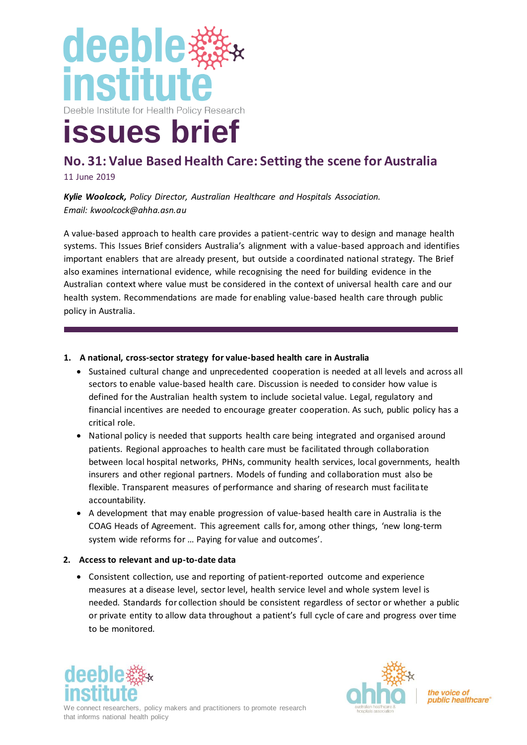# deeble institute

Deeble Institute for Health Policy Research

# issues brief

## No. 31: Value Based Health Care: Setting the scene for Australia

11 June 2019

***Kylie Woolcock,*** *Policy Director, Australian Healthcare and Hospitals Association.*
*Email: kwoolcock@ahha.asn.au*

A value-based approach to health care provides a patient-centric way to design and manage health systems. This Issues Brief considers Australia's alignment with a value-based approach and identifies important enablers that are already present, but outside a coordinated national strategy. The Brief also examines international evidence, while recognising the need for building evidence in the Australian context where value must be considered in the context of universal health care and our health system. Recommendations are made for enabling value-based health care through public policy in Australia.

1. **A national, cross-sector strategy for value-based health care in Australia**
   - Sustained cultural change and unprecedented cooperation is needed at all levels and across all sectors to enable value-based health care. Discussion is needed to consider how value is defined for the Australian health system to include societal value. Legal, regulatory and financial incentives are needed to encourage greater cooperation. As such, public policy has a critical role.
   - National policy is needed that supports health care being integrated and organised around patients. Regional approaches to health care must be facilitated through collaboration between local hospital networks, PHNs, community health services, local governments, health insurers and other regional partners. Models of funding and collaboration must also be flexible. Transparent measures of performance and sharing of research must facilitate accountability.
   - A development that may enable progression of value-based health care in Australia is the COAG Heads of Agreement. This agreement calls for, among other things, 'new long-term system wide reforms for … Paying for value and outcomes'.

2. **Access to relevant and up-to-date data**
   - Consistent collection, use and reporting of patient-reported outcome and experience measures at a disease level, sector level, health service level and whole system level is needed. Standards for collection should be consistent regardless of sector or whether a public or private entity to allow data throughout a patient's full cycle of care and progress over time to be monitored.

We connect researchers, policy makers and practitioners to promote research that informs national health policy

the voice of public healthcare®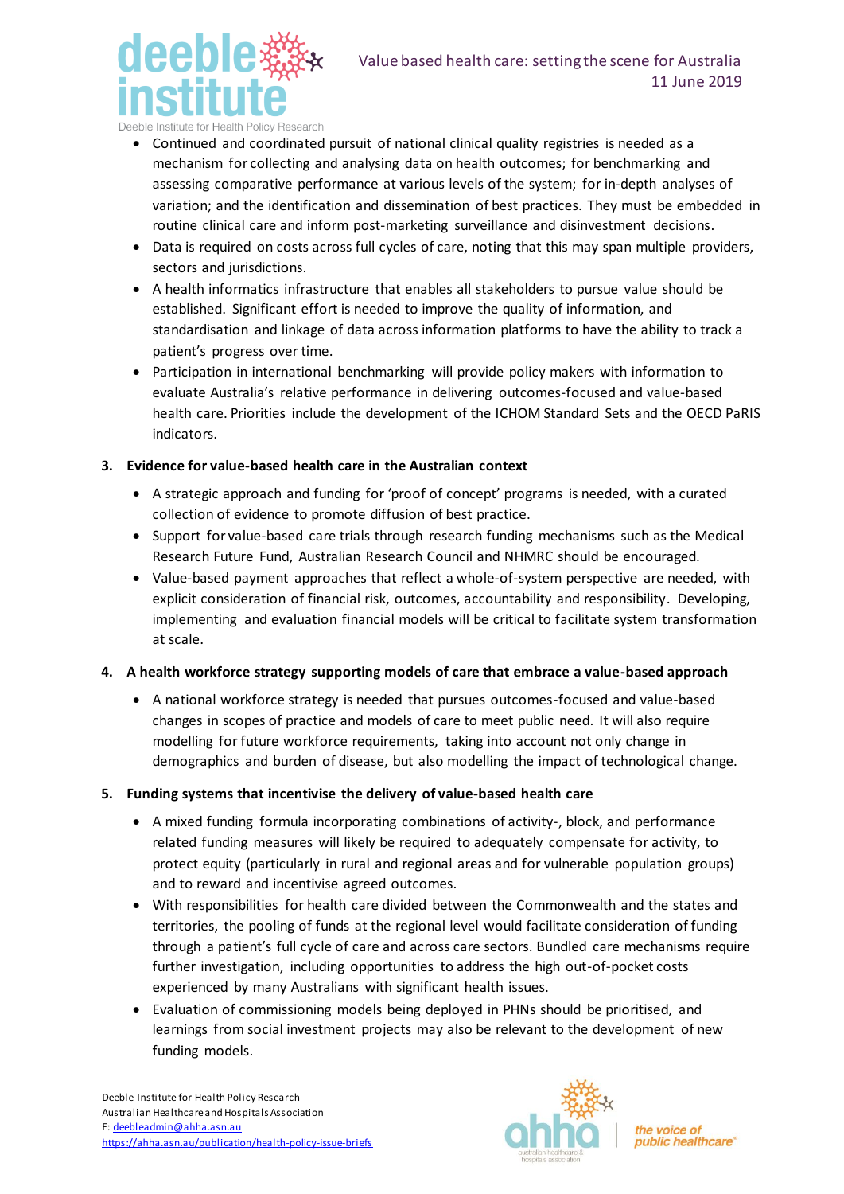- Continued and coordinated pursuit of national clinical quality registries is needed as a mechanism for collecting and analysing data on health outcomes; for benchmarking and assessing comparative performance at various levels of the system; for in-depth analyses of variation; and the identification and dissemination of best practices. They must be embedded in routine clinical care and inform post-marketing surveillance and disinvestment decisions.
- Data is required on costs across full cycles of care, noting that this may span multiple providers, sectors and jurisdictions.
- A health informatics infrastructure that enables all stakeholders to pursue value should be established. Significant effort is needed to improve the quality of information, and standardisation and linkage of data across information platforms to have the ability to track a patient's progress over time.
- Participation in international benchmarking will provide policy makers with information to evaluate Australia's relative performance in delivering outcomes-focused and value-based health care. Priorities include the development of the ICHOM Standard Sets and the OECD PaRIS indicators.

**3. Evidence for value-based health care in the Australian context**

- A strategic approach and funding for 'proof of concept' programs is needed, with a curated collection of evidence to promote diffusion of best practice.
- Support for value-based care trials through research funding mechanisms such as the Medical Research Future Fund, Australian Research Council and NHMRC should be encouraged.
- Value-based payment approaches that reflect a whole-of-system perspective are needed, with explicit consideration of financial risk, outcomes, accountability and responsibility. Developing, implementing and evaluation financial models will be critical to facilitate system transformation at scale.

**4. A health workforce strategy supporting models of care that embrace a value-based approach**

- A national workforce strategy is needed that pursues outcomes-focused and value-based changes in scopes of practice and models of care to meet public need. It will also require modelling for future workforce requirements, taking into account not only change in demographics and burden of disease, but also modelling the impact of technological change.

**5. Funding systems that incentivise the delivery of value-based health care**

- A mixed funding formula incorporating combinations of activity-, block, and performance related funding measures will likely be required to adequately compensate for activity, to protect equity (particularly in rural and regional areas and for vulnerable population groups) and to reward and incentivise agreed outcomes.
- With responsibilities for health care divided between the Commonwealth and the states and territories, the pooling of funds at the regional level would facilitate consideration of funding through a patient's full cycle of care and across care sectors. Bundled care mechanisms require further investigation, including opportunities to address the high out-of-pocket costs experienced by many Australians with significant health issues.
- Evaluation of commissioning models being deployed in PHNs should be prioritised, and learnings from social investment projects may also be relevant to the development of new funding models.

Deeble Institute for Health Policy Research
Australian Healthcare and Hospitals Association
E: deebleadmin@ahha.asn.au
https://ahha.asn.au/publication/health-policy-issue-briefs